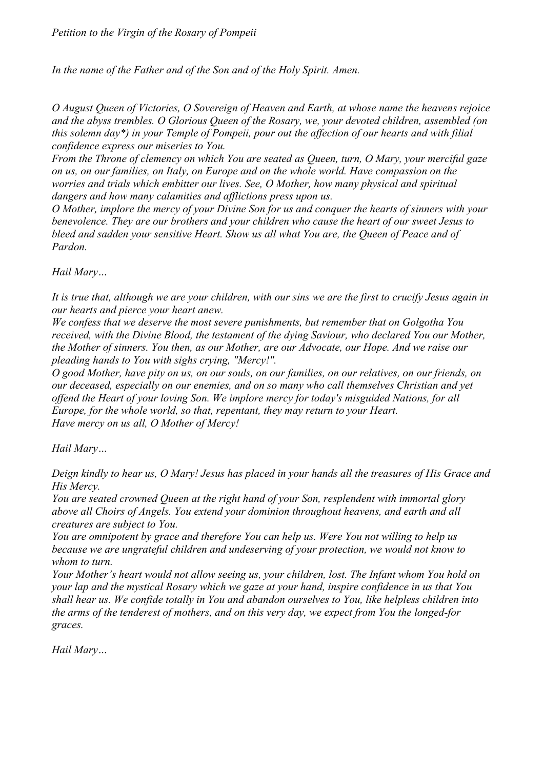*Petition to the Virgin of the Rosary of Pompeii*

*In the name of the Father and of the Son and of the Holy Spirit. Amen.*

*O August Queen of Victories, O Sovereign of Heaven and Earth, at whose name the heavens rejoice and the abyss trembles. O Glorious Queen of the Rosary, we, your devoted children, assembled (on this solemn day*) in your Temple of Pompeii, pour out the affection of our hearts and with filial confidence express our miseries to You.*
*From the Throne of clemency on which You are seated as Queen, turn, O Mary, your merciful gaze on us, on our families, on Italy, on Europe and on the whole world. Have compassion on the worries and trials which embitter our lives. See, O Mother, how many physical and spiritual dangers and how many calamities and afflictions press upon us.*
*O Mother, implore the mercy of your Divine Son for us and conquer the hearts of sinners with your benevolence. They are our brothers and your children who cause the heart of our sweet Jesus to bleed and sadden your sensitive Heart. Show us all what You are, the Queen of Peace and of Pardon.*

*Hail Mary…*

*It is true that, although we are your children, with our sins we are the first to crucify Jesus again in our hearts and pierce your heart anew.*
*We confess that we deserve the most severe punishments, but remember that on Golgotha You received, with the Divine Blood, the testament of the dying Saviour, who declared You our Mother, the Mother of sinners. You then, as our Mother, are our Advocate, our Hope. And we raise our pleading hands to You with sighs crying, "Mercy!".*
*O good Mother, have pity on us, on our souls, on our families, on our relatives, on our friends, on our deceased, especially on our enemies, and on so many who call themselves Christian and yet offend the Heart of your loving Son. We implore mercy for today's misguided Nations, for all Europe, for the whole world, so that, repentant, they may return to your Heart.*
*Have mercy on us all, O Mother of Mercy!*

*Hail Mary…*

*Deign kindly to hear us, O Mary! Jesus has placed in your hands all the treasures of His Grace and His Mercy.*
*You are seated crowned Queen at the right hand of your Son, resplendent with immortal glory above all Choirs of Angels. You extend your dominion throughout heavens, and earth and all creatures are subject to You.*
*You are omnipotent by grace and therefore You can help us. Were You not willing to help us because we are ungrateful children and undeserving of your protection, we would not know to whom to turn.*
*Your Mother's heart would not allow seeing us, your children, lost. The Infant whom You hold on your lap and the mystical Rosary which we gaze at your hand, inspire confidence in us that You shall hear us. We confide totally in You and abandon ourselves to You, like helpless children into the arms of the tenderest of mothers, and on this very day, we expect from You the longed-for graces.*

*Hail Mary…*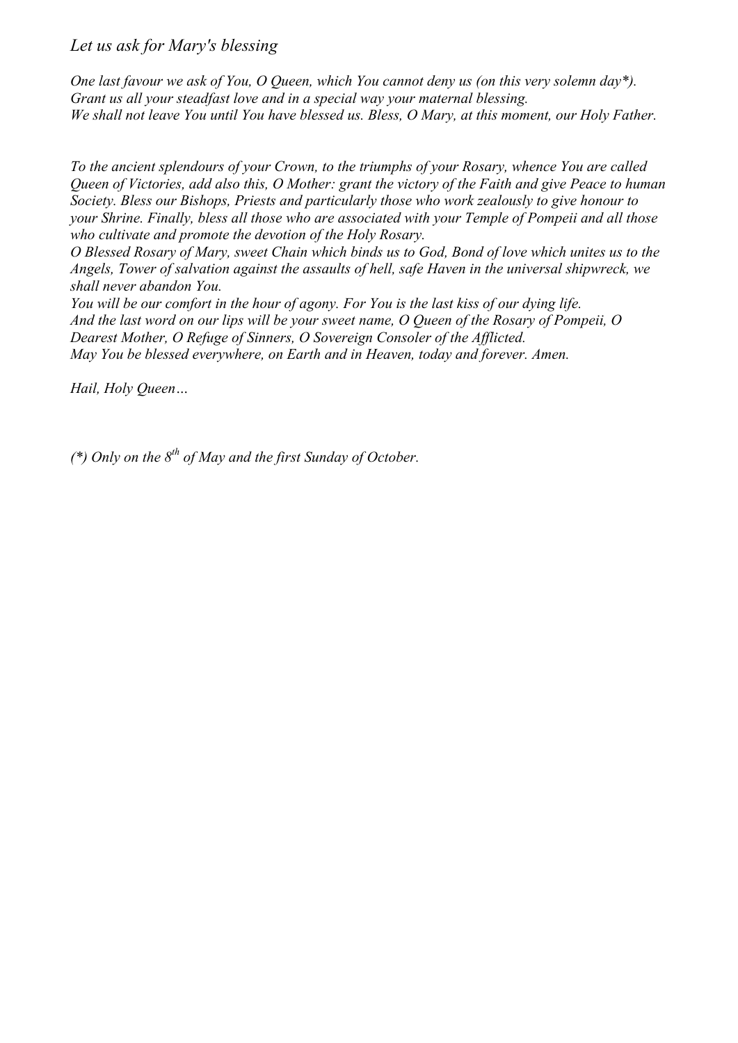## *Let us ask for Mary's blessing*

*One last favour we ask of You, O Queen, which You cannot deny us (on this very solemn day*).*
*Grant us all your steadfast love and in a special way your maternal blessing.*
*We shall not leave You until You have blessed us. Bless, O Mary, at this moment, our Holy Father.*

*To the ancient splendours of your Crown, to the triumphs of your Rosary, whence You are called Queen of Victories, add also this, O Mother: grant the victory of the Faith and give Peace to human Society. Bless our Bishops, Priests and particularly those who work zealously to give honour to your Shrine. Finally, bless all those who are associated with your Temple of Pompeii and all those who cultivate and promote the devotion of the Holy Rosary.*
*O Blessed Rosary of Mary, sweet Chain which binds us to God, Bond of love which unites us to the Angels, Tower of salvation against the assaults of hell, safe Haven in the universal shipwreck, we shall never abandon You.*
*You will be our comfort in the hour of agony. For You is the last kiss of our dying life.*
*And the last word on our lips will be your sweet name, O Queen of the Rosary of Pompeii, O Dearest Mother, O Refuge of Sinners, O Sovereign Consoler of the Afflicted.*
*May You be blessed everywhere, on Earth and in Heaven, today and forever. Amen.*

*Hail, Holy Queen…*

*(*) Only on the 8th of May and the first Sunday of October.*